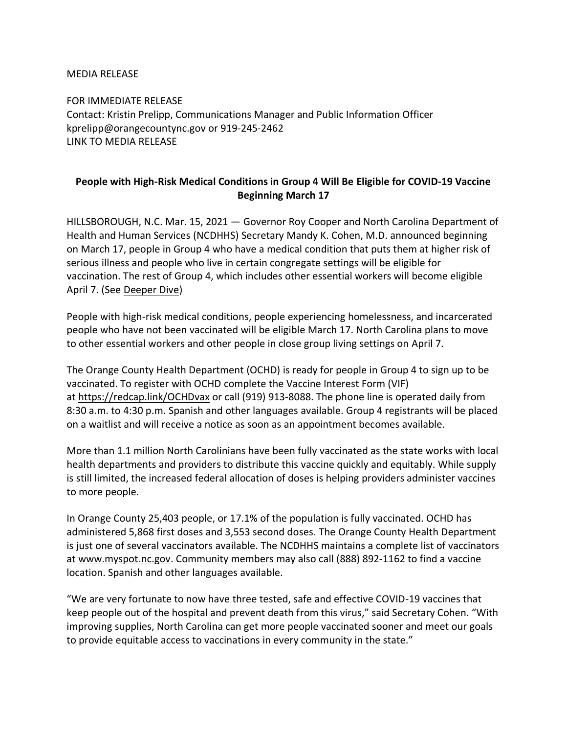MEDIA RELEASE

FOR IMMEDIATE RELEASE
Contact: Kristin Prelipp, Communications Manager and Public Information Officer
kprelipp@orangecountync.gov or 919-245-2462
LINK TO MEDIA RELEASE

**People with High-Risk Medical Conditions in Group 4 Will Be Eligible for COVID-19 Vaccine Beginning March 17**

HILLSBOROUGH, N.C. Mar. 15, 2021 — Governor Roy Cooper and North Carolina Department of Health and Human Services (NCDHHS) Secretary Mandy K. Cohen, M.D. announced beginning on March 17, people in Group 4 who have a medical condition that puts them at higher risk of serious illness and people who live in certain congregate settings will be eligible for vaccination. The rest of Group 4, which includes other essential workers will become eligible April 7. (See Deeper Dive)

People with high-risk medical conditions, people experiencing homelessness, and incarcerated people who have not been vaccinated will be eligible March 17. North Carolina plans to move to other essential workers and other people in close group living settings on April 7.

The Orange County Health Department (OCHD) is ready for people in Group 4 to sign up to be vaccinated. To register with OCHD complete the Vaccine Interest Form (VIF) at https://redcap.link/OCHDvax or call (919) 913-8088. The phone line is operated daily from 8:30 a.m. to 4:30 p.m. Spanish and other languages available. Group 4 registrants will be placed on a waitlist and will receive a notice as soon as an appointment becomes available.

More than 1.1 million North Carolinians have been fully vaccinated as the state works with local health departments and providers to distribute this vaccine quickly and equitably. While supply is still limited, the increased federal allocation of doses is helping providers administer vaccines to more people.

In Orange County 25,403 people, or 17.1% of the population is fully vaccinated. OCHD has administered 5,868 first doses and 3,553 second doses. The Orange County Health Department is just one of several vaccinators available. The NCDHHS maintains a complete list of vaccinators at www.myspot.nc.gov. Community members may also call (888) 892-1162 to find a vaccine location. Spanish and other languages available.

"We are very fortunate to now have three tested, safe and effective COVID-19 vaccines that keep people out of the hospital and prevent death from this virus," said Secretary Cohen. "With improving supplies, North Carolina can get more people vaccinated sooner and meet our goals to provide equitable access to vaccinations in every community in the state."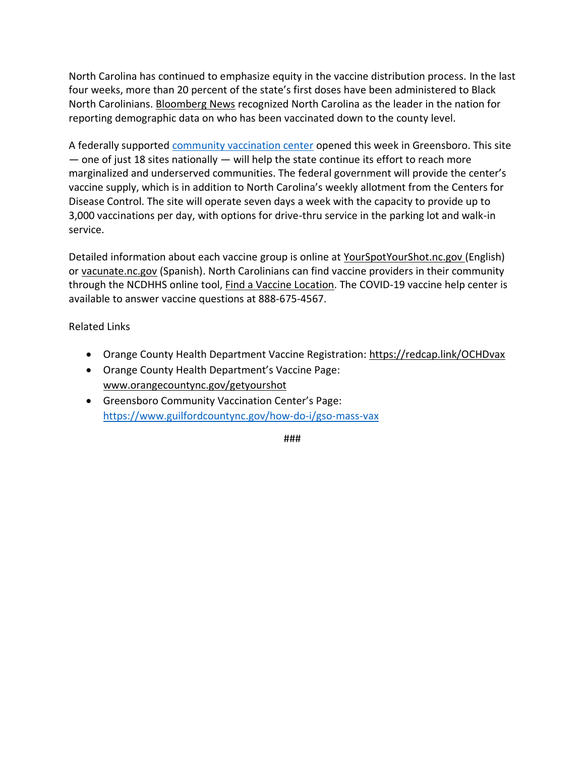North Carolina has continued to emphasize equity in the vaccine distribution process. In the last four weeks, more than 20 percent of the state's first doses have been administered to Black North Carolinians. Bloomberg News recognized North Carolina as the leader in the nation for reporting demographic data on who has been vaccinated down to the county level.

A federally supported community vaccination center opened this week in Greensboro. This site — one of just 18 sites nationally — will help the state continue its effort to reach more marginalized and underserved communities. The federal government will provide the center's vaccine supply, which is in addition to North Carolina's weekly allotment from the Centers for Disease Control. The site will operate seven days a week with the capacity to provide up to 3,000 vaccinations per day, with options for drive-thru service in the parking lot and walk-in service.

Detailed information about each vaccine group is online at YourSpotYourShot.nc.gov (English) or vacunate.nc.gov (Spanish). North Carolinians can find vaccine providers in their community through the NCDHHS online tool, Find a Vaccine Location. The COVID-19 vaccine help center is available to answer vaccine questions at 888-675-4567.

Related Links

- Orange County Health Department Vaccine Registration: https://redcap.link/OCHDvax
- Orange County Health Department's Vaccine Page: www.orangecountync.gov/getyourshot
- Greensboro Community Vaccination Center's Page: https://www.guilfordcountync.gov/how-do-i/gso-mass-vax

###